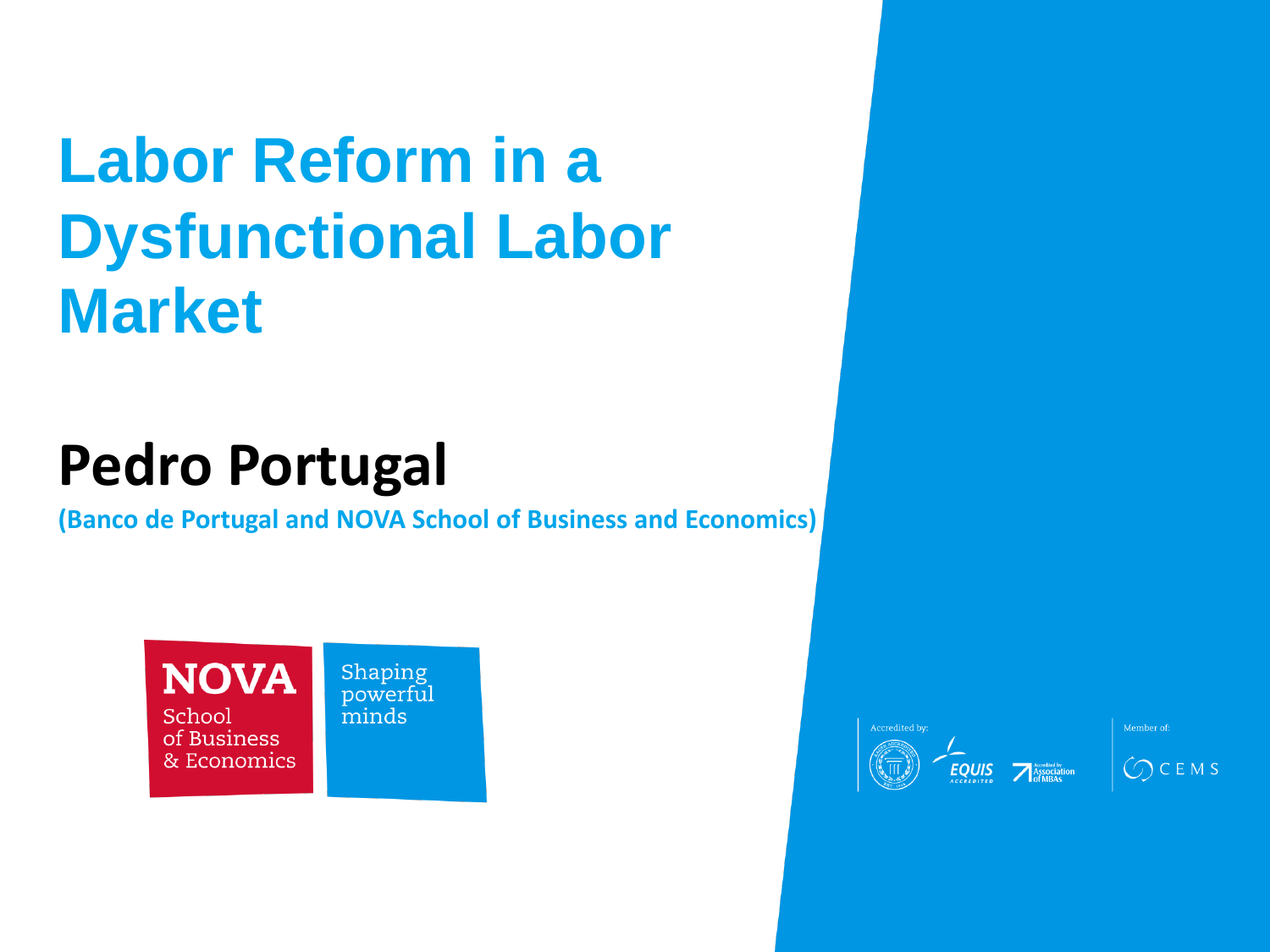# Labor Reform in a Dysfunctional Labor Market

## Pedro Portugal

**(Banco de Portugal and NOVA School of Business and Economics)**

NOVA School of Business & Economics

Shaping powerful minds

Accredited by: EQUIS Accredited, Association of MBAs

Member of: CEMS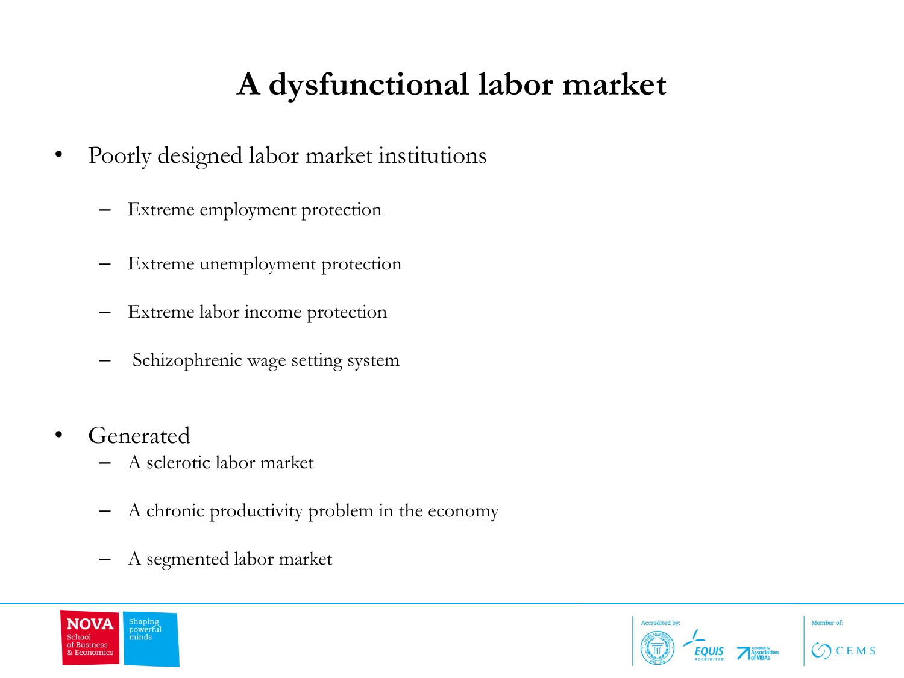# A dysfunctional labor market

- Poorly designed labor market institutions
  - Extreme employment protection
  - Extreme unemployment protection
  - Extreme labor income protection
  - Schizophrenic wage setting system
- Generated
  - A sclerotic labor market
  - A chronic productivity problem in the economy
  - A segmented labor market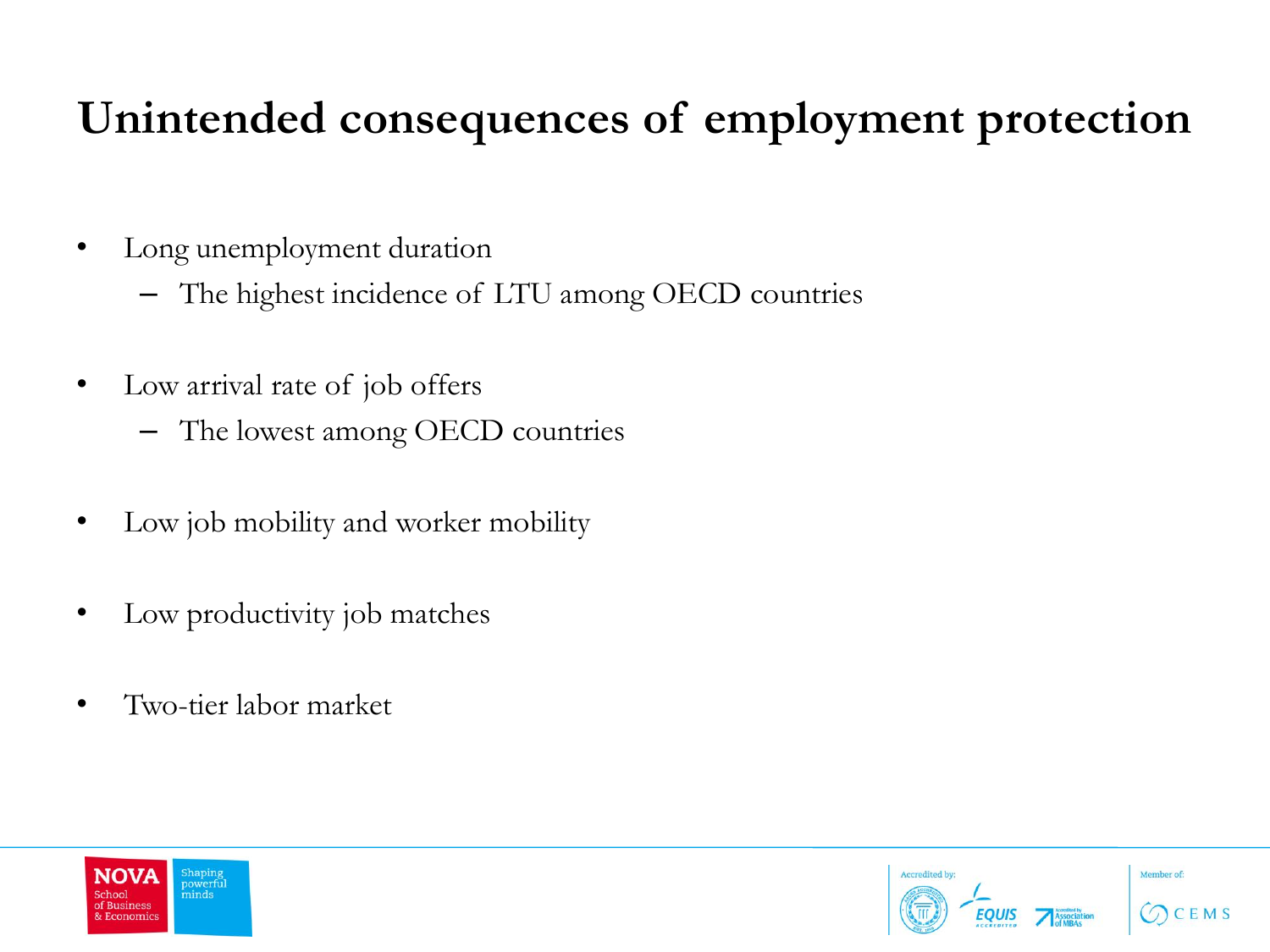# Unintended consequences of employment protection

- Long unemployment duration
  - The highest incidence of LTU among OECD countries
- Low arrival rate of job offers
  - The lowest among OECD countries
- Low job mobility and worker mobility
- Low productivity job matches
- Two-tier labor market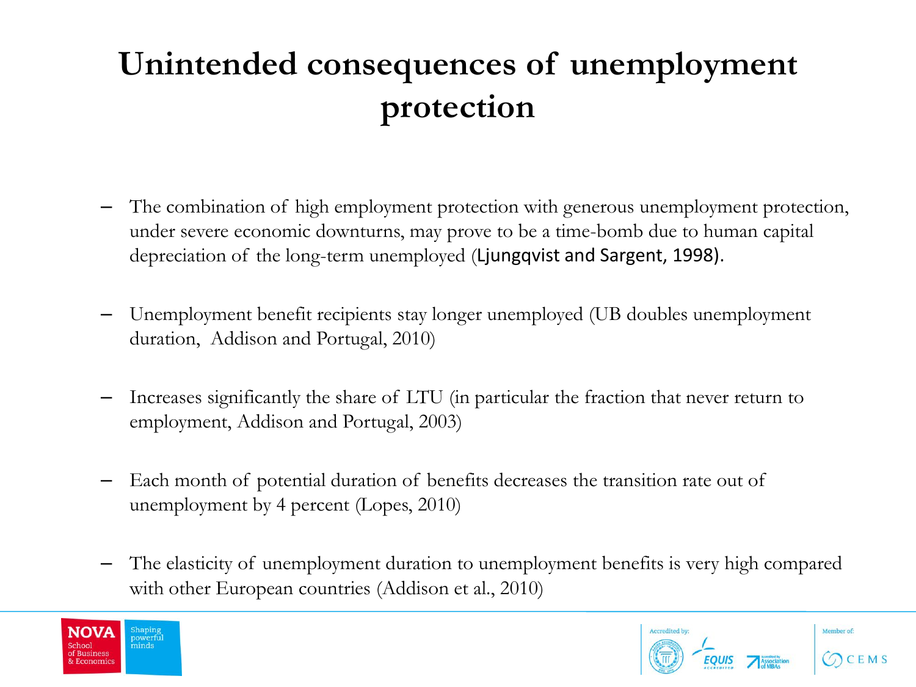# Unintended consequences of unemployment protection

- The combination of high employment protection with generous unemployment protection, under severe economic downturns, may prove to be a time-bomb due to human capital depreciation of the long-term unemployed (Ljungqvist and Sargent, 1998).
- Unemployment benefit recipients stay longer unemployed (UB doubles unemployment duration, Addison and Portugal, 2010)
- Increases significantly the share of LTU (in particular the fraction that never return to employment, Addison and Portugal, 2003)
- Each month of potential duration of benefits decreases the transition rate out of unemployment by 4 percent (Lopes, 2010)
- The elasticity of unemployment duration to unemployment benefits is very high compared with other European countries (Addison et al., 2010)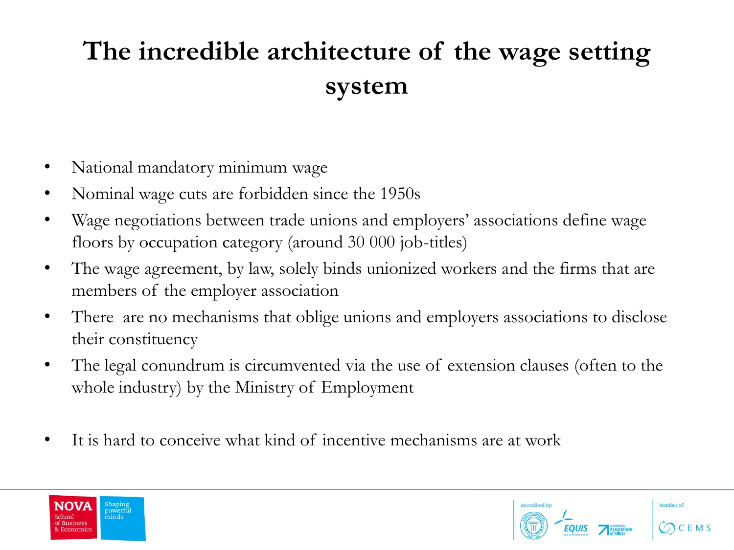# The incredible architecture of the wage setting system

- National mandatory minimum wage
- Nominal wage cuts are forbidden since the 1950s
- Wage negotiations between trade unions and employers' associations define wage floors by occupation category (around 30 000 job-titles)
- The wage agreement, by law, solely binds unionized workers and the firms that are members of the employer association
- There are no mechanisms that oblige unions and employers associations to disclose their constituency
- The legal conundrum is circumvented via the use of extension clauses (often to the whole industry) by the Ministry of Employment

- It is hard to conceive what kind of incentive mechanisms are at work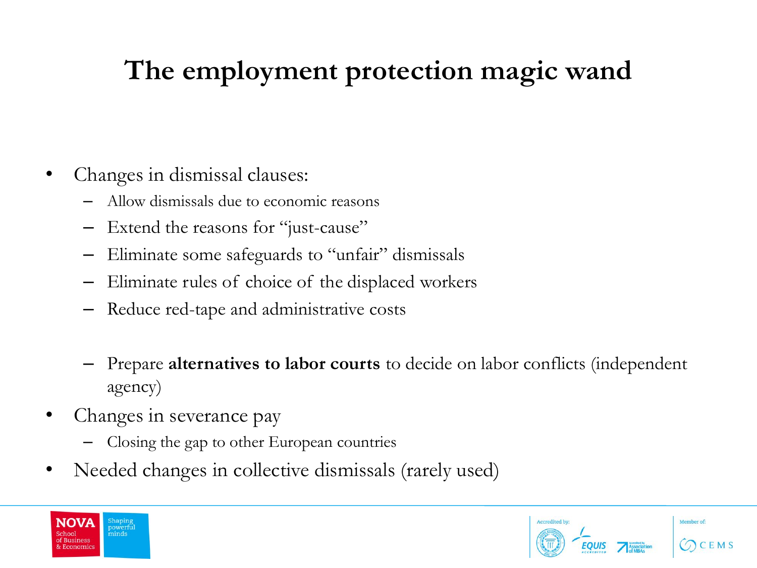# The employment protection magic wand

- Changes in dismissal clauses:
  - Allow dismissals due to economic reasons
  - Extend the reasons for "just-cause"
  - Eliminate some safeguards to "unfair" dismissals
  - Eliminate rules of choice of the displaced workers
  - Reduce red-tape and administrative costs
  - Prepare **alternatives to labor courts** to decide on labor conflicts (independent agency)
- Changes in severance pay
  - Closing the gap to other European countries
- Needed changes in collective dismissals (rarely used)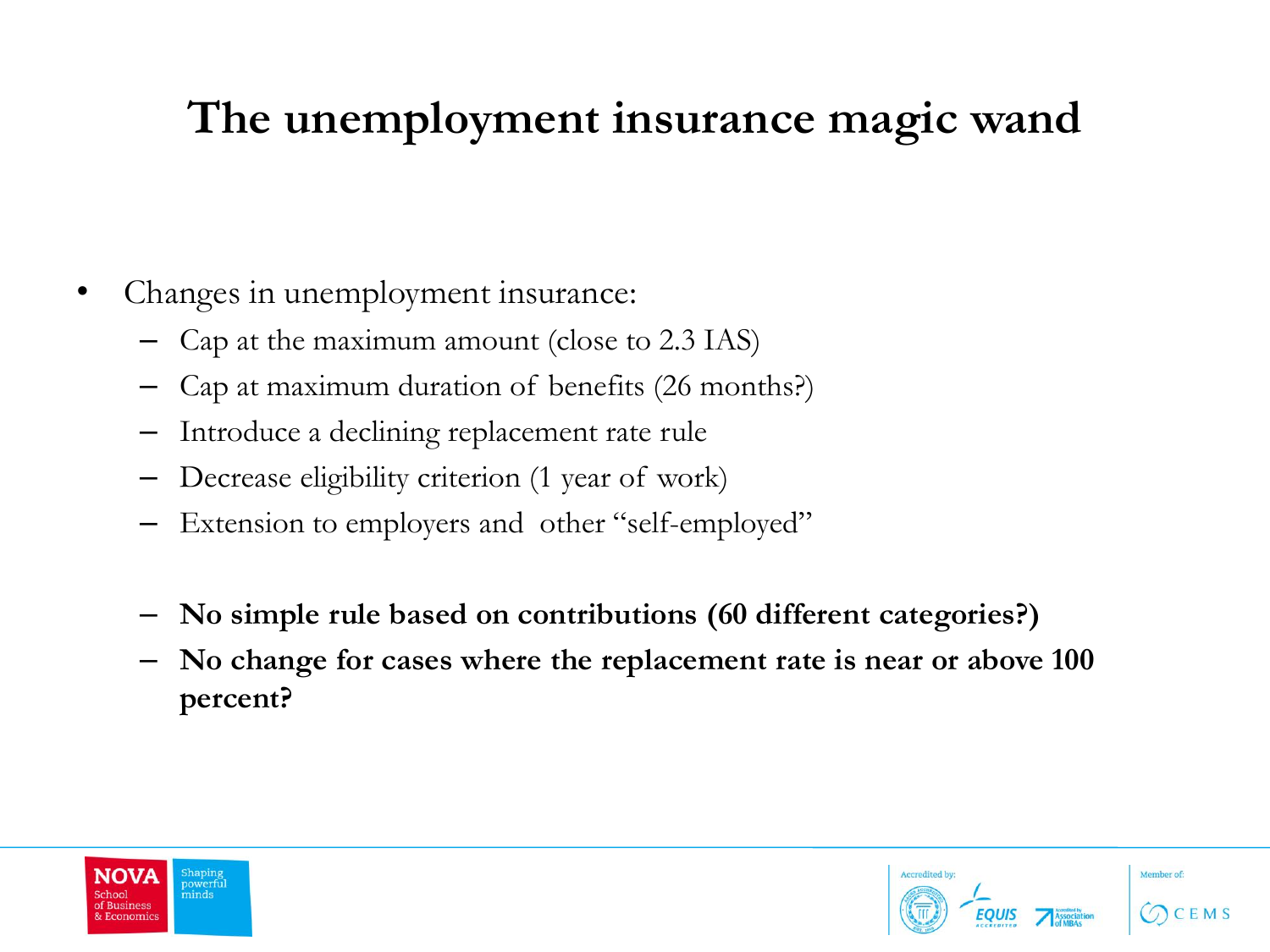# The unemployment insurance magic wand

- Changes in unemployment insurance:
  - Cap at the maximum amount (close to 2.3 IAS)
  - Cap at maximum duration of benefits (26 months?)
  - Introduce a declining replacement rate rule
  - Decrease eligibility criterion (1 year of work)
  - Extension to employers and other "self-employed"

  - **No simple rule based on contributions (60 different categories?)**
  - **No change for cases where the replacement rate is near or above 100 percent?**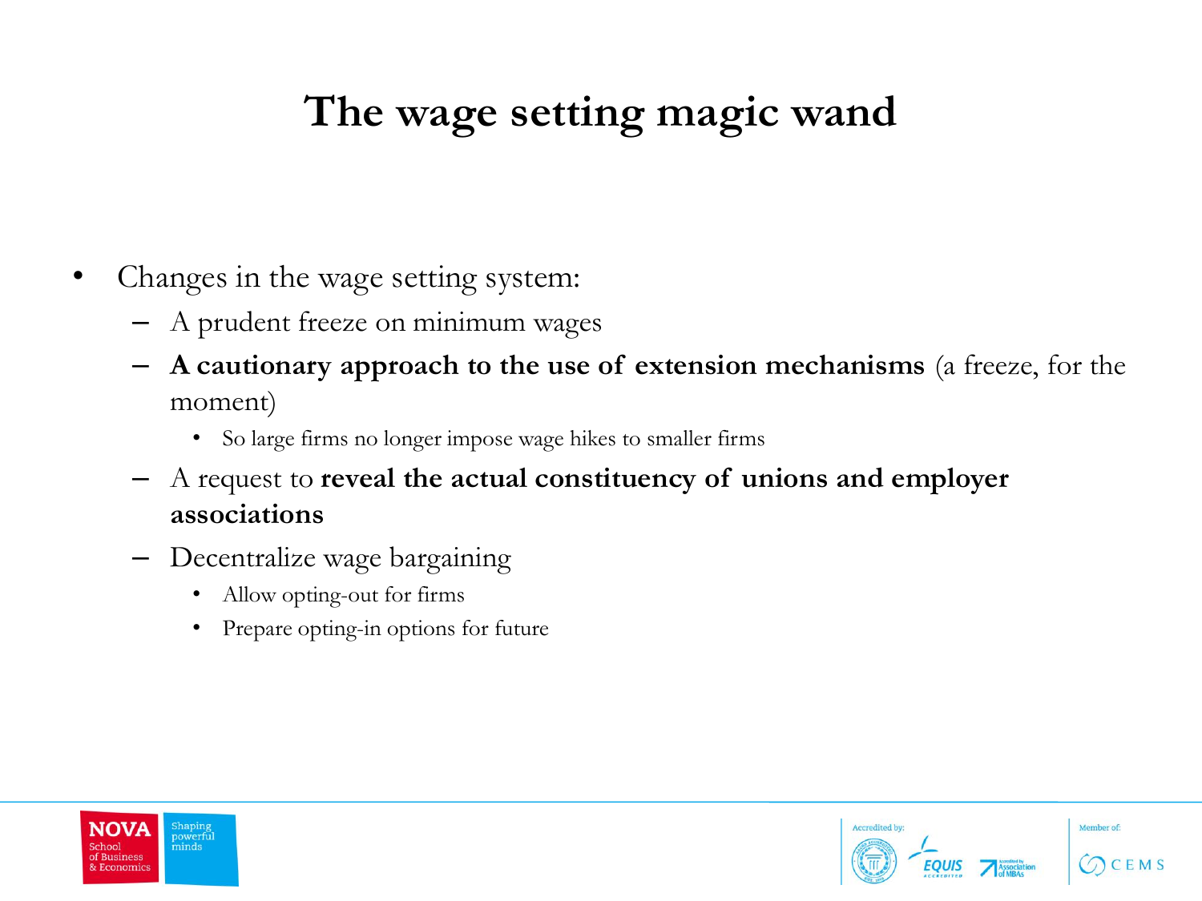# The wage setting magic wand

- Changes in the wage setting system:
  - A prudent freeze on minimum wages
  - **A cautionary approach to the use of extension mechanisms** (a freeze, for the moment)
    - So large firms no longer impose wage hikes to smaller firms
  - A request to **reveal the actual constituency of unions and employer associations**
  - Decentralize wage bargaining
    - Allow opting-out for firms
    - Prepare opting-in options for future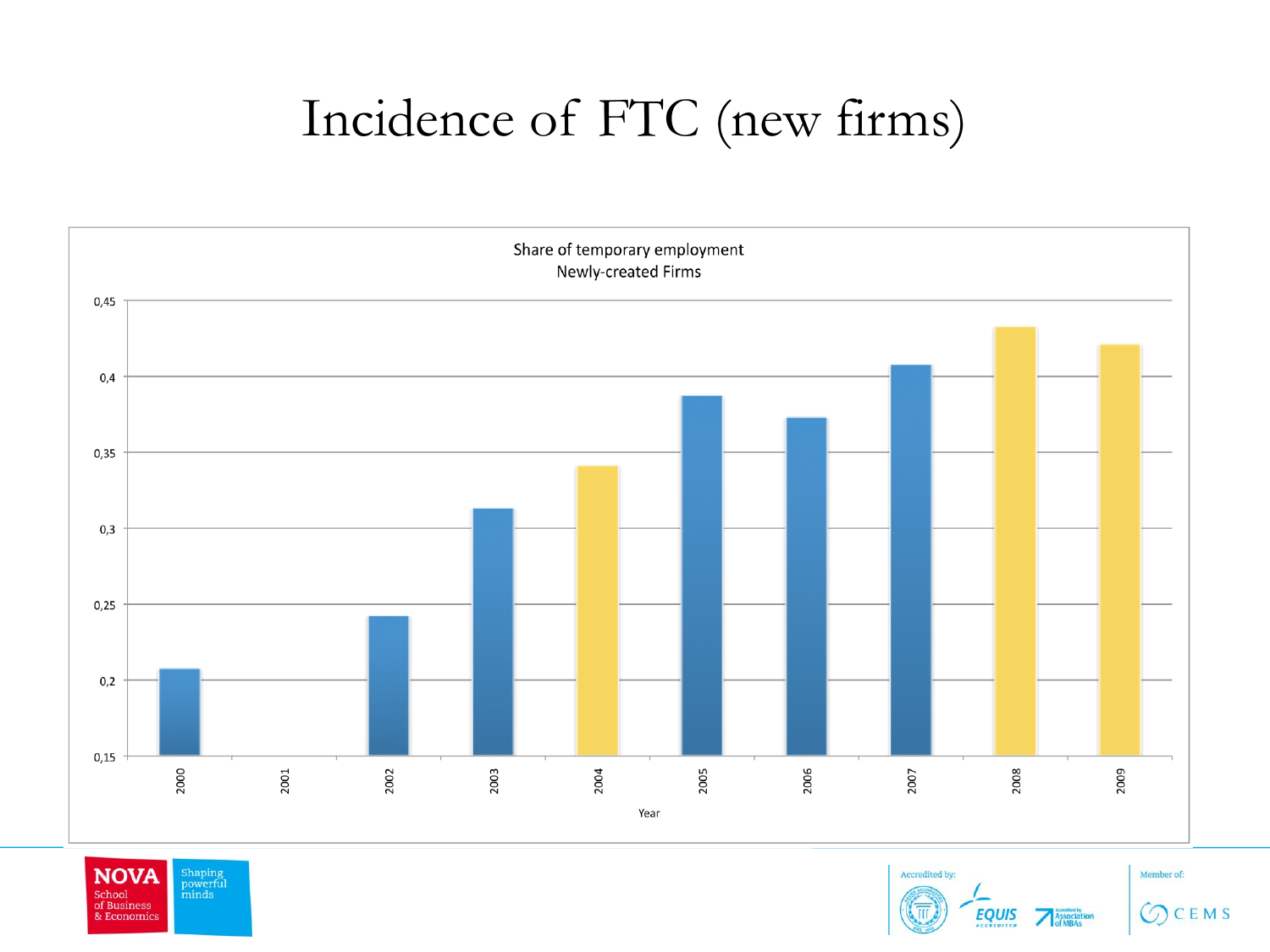# Incidence of FTC (new firms)

Share of temporary employment
Newly-created Firms

| Year | Share |
|---|---|
| 2000 | 0,208 |
| 2001 | |
| 2002 | 0,242 |
| 2003 | 0,313 |
| 2004 | 0,341 |
| 2005 | 0,387 |
| 2006 | 0,373 |
| 2007 | 0,408 |
| 2008 | 0,432 |
| 2009 | 0,421 |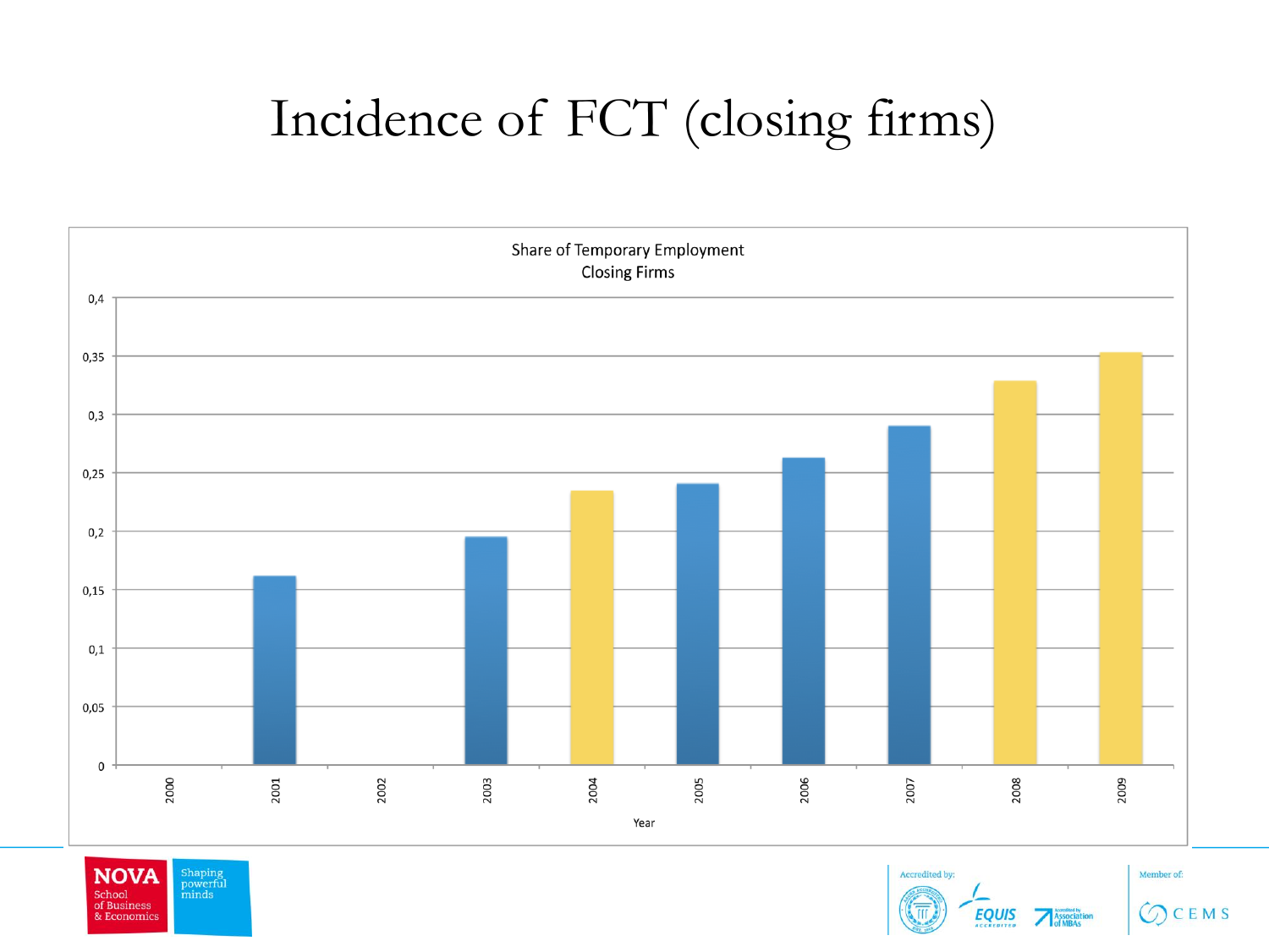# Incidence of FCT (closing firms)

Share of Temporary Employment
Closing Firms

| Year | Share |
|---|---|
| 2000 | |
| 2001 | 0,16 |
| 2002 | |
| 2003 | 0,195 |
| 2004 | 0,235 |
| 2005 | 0,24 |
| 2006 | 0,263 |
| 2007 | 0,29 |
| 2008 | 0,328 |
| 2009 | 0,353 |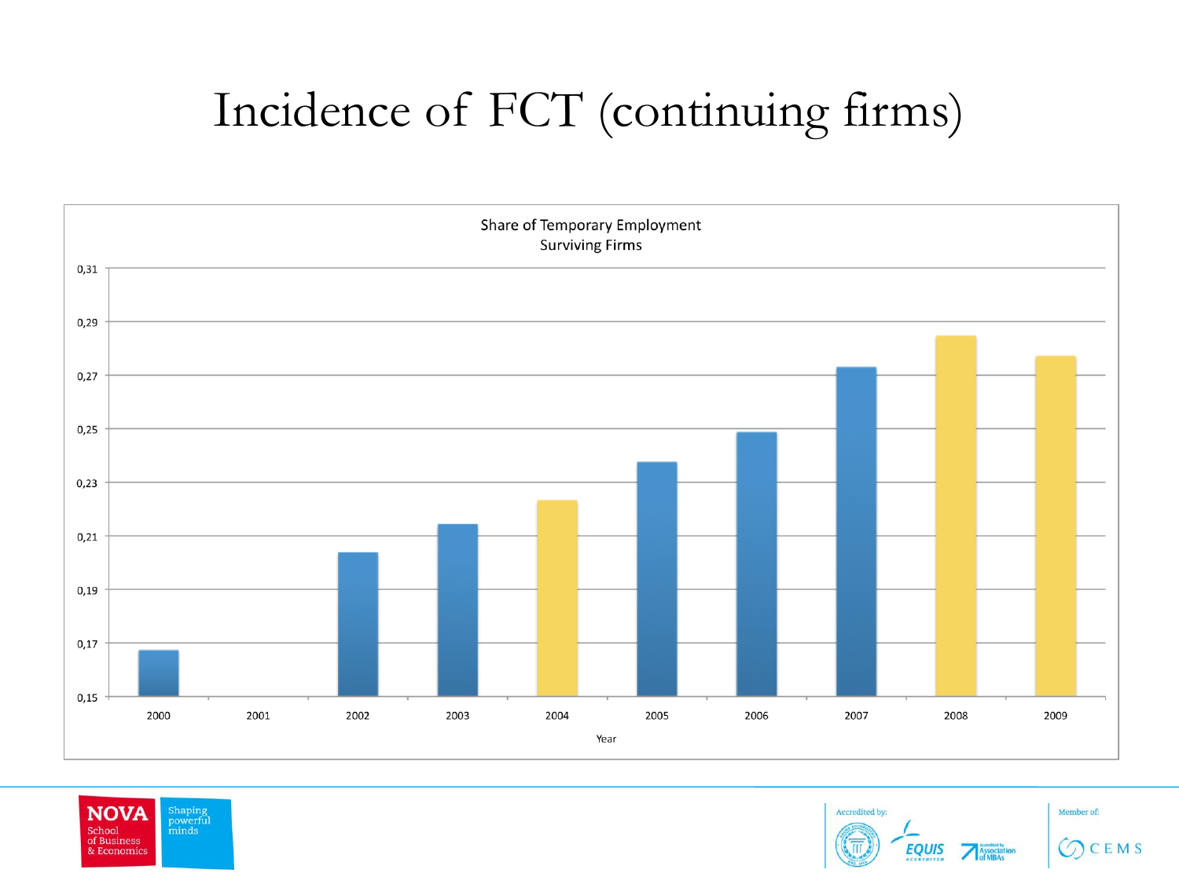# Incidence of FCT (continuing firms)

Share of Temporary Employment
Surviving Firms

0,31
0,29
0,27
0,25
0,23
0,21
0,19
0,17
0,15

2000 2001 2002 2003 2004 2005 2006 2007 2008 2009

Year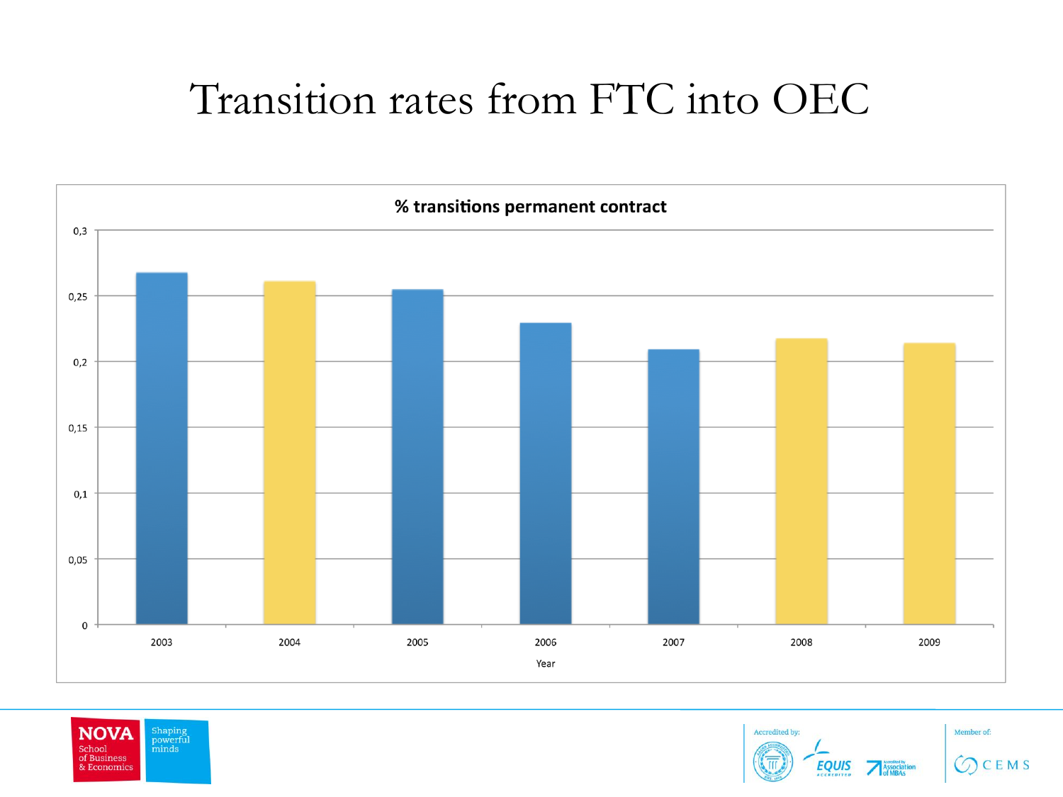# Transition rates from FTC into OEC

**% transitions permanent contract**

| Year | % transitions permanent contract |
|---|---|
| 2003 | ~0.268 |
| 2004 | ~0.261 |
| 2005 | ~0.255 |
| 2006 | ~0.229 |
| 2007 | ~0.209 |
| 2008 | ~0.217 |
| 2009 | ~0.214 |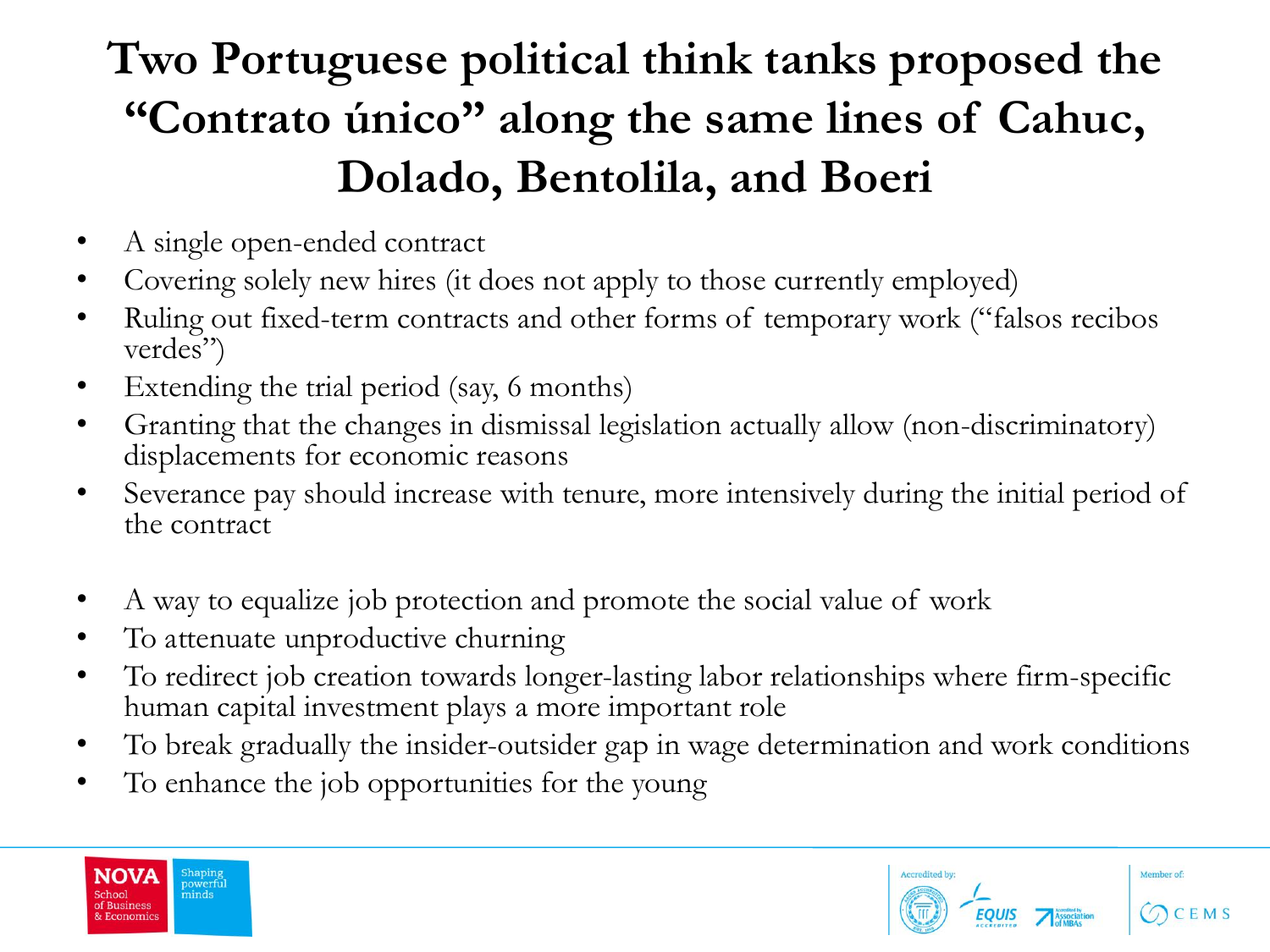# Two Portuguese political think tanks proposed the "Contrato único" along the same lines of Cahuc, Dolado, Bentolila, and Boeri

- A single open-ended contract
- Covering solely new hires (it does not apply to those currently employed)
- Ruling out fixed-term contracts and other forms of temporary work ("falsos recibos verdes")
- Extending the trial period (say, 6 months)
- Granting that the changes in dismissal legislation actually allow (non-discriminatory) displacements for economic reasons
- Severance pay should increase with tenure, more intensively during the initial period of the contract

- A way to equalize job protection and promote the social value of work
- To attenuate unproductive churning
- To redirect job creation towards longer-lasting labor relationships where firm-specific human capital investment plays a more important role
- To break gradually the insider-outsider gap in wage determination and work conditions
- To enhance the job opportunities for the young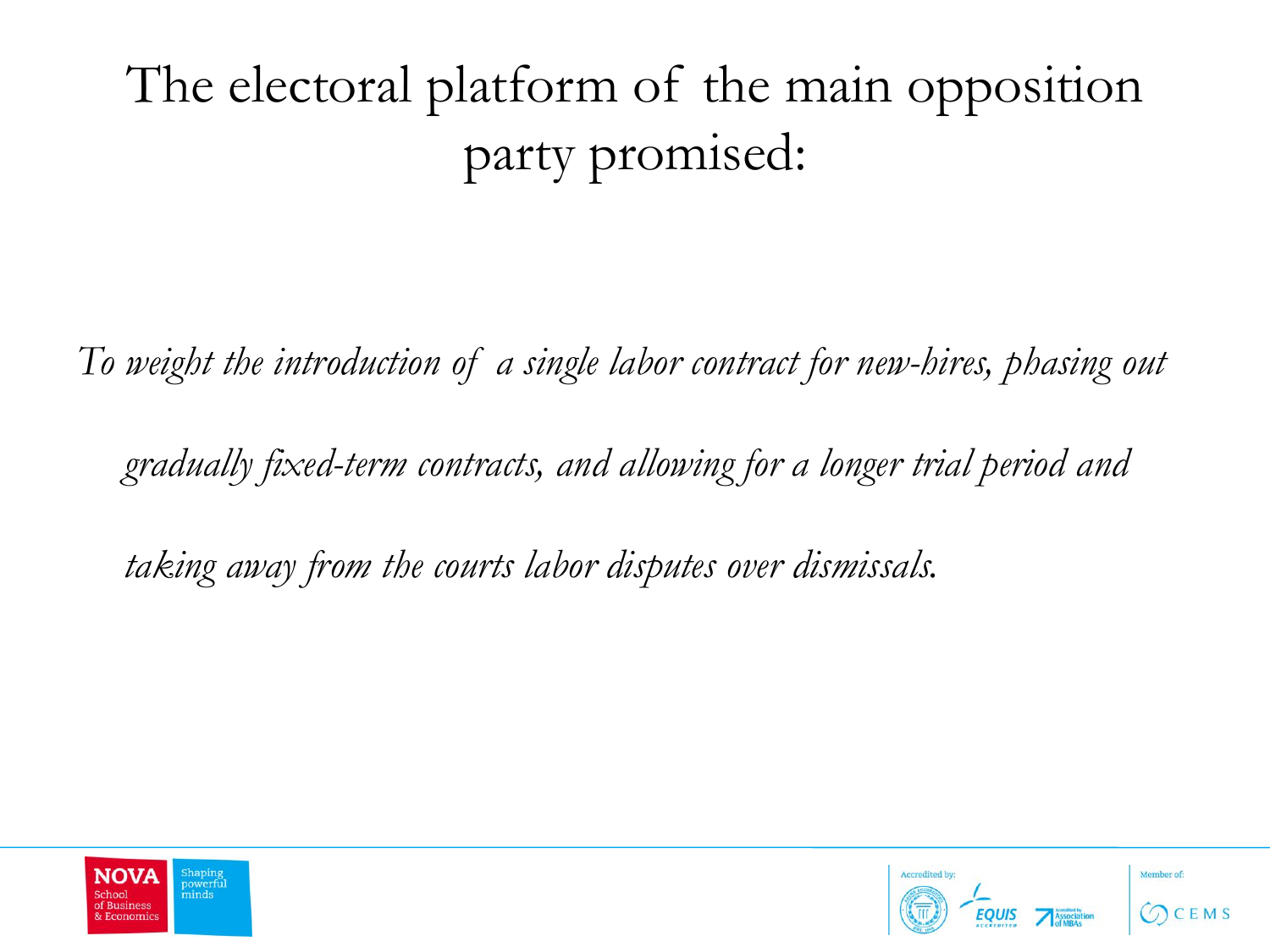# The electoral platform of the main opposition party promised:

*To weight the introduction of a single labor contract for new-hires, phasing out gradually fixed-term contracts, and allowing for a longer trial period and taking away from the courts labor disputes over dismissals.*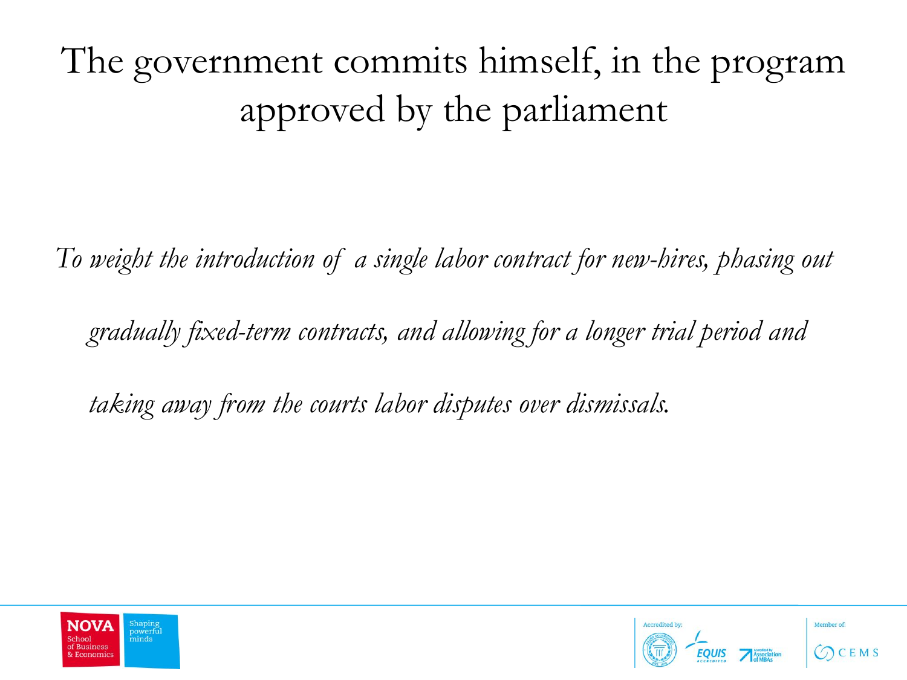# The government commits himself, in the program approved by the parliament

*To weight the introduction of a single labor contract for new-hires, phasing out gradually fixed-term contracts, and allowing for a longer trial period and taking away from the courts labor disputes over dismissals.*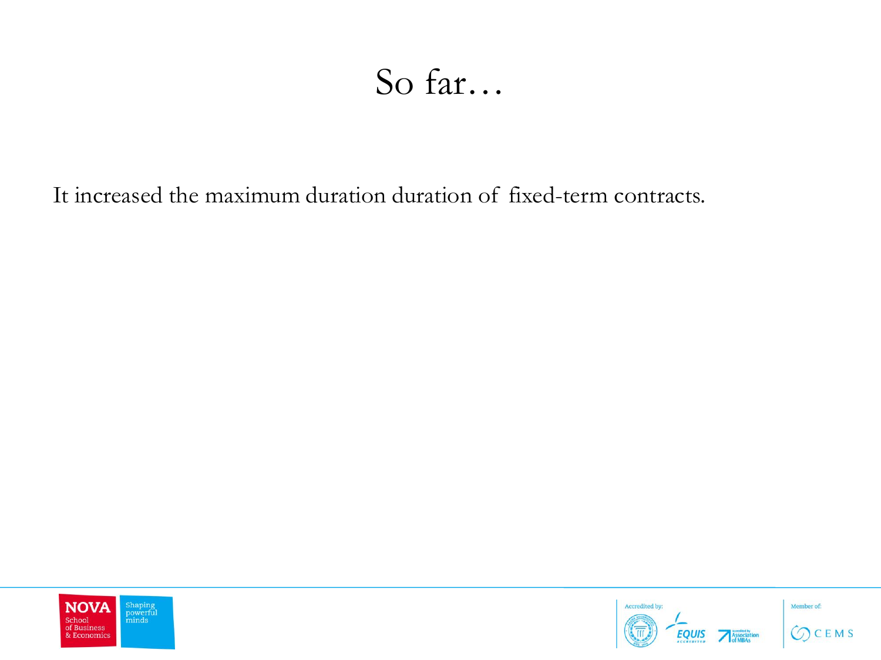# So far…

It increased the maximum duration duration of fixed-term contracts.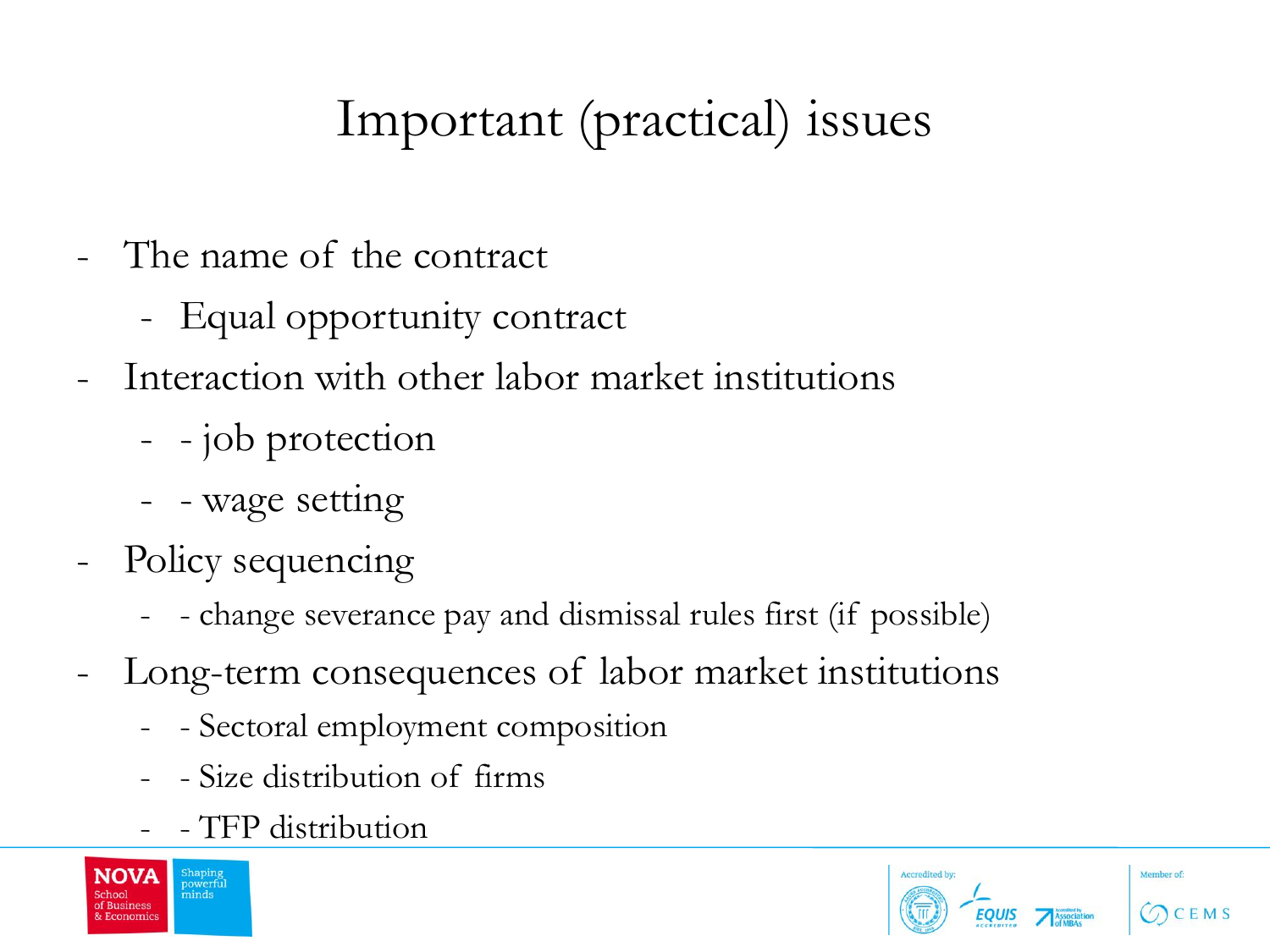# Important (practical) issues

- The name of the contract
  - Equal opportunity contract
- Interaction with other labor market institutions
  - - job protection
  - - wage setting
- Policy sequencing
  - - change severance pay and dismissal rules first (if possible)
- Long-term consequences of labor market institutions
  - - Sectoral employment composition
  - - Size distribution of firms
  - - TFP distribution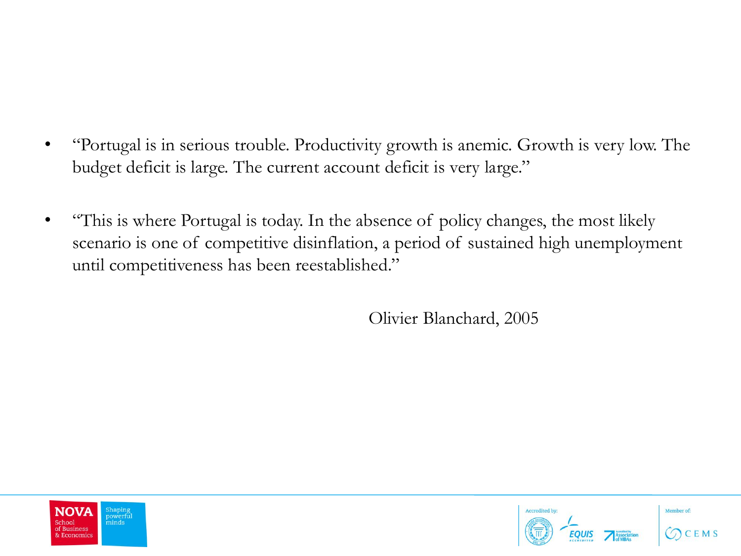- "Portugal is in serious trouble. Productivity growth is anemic. Growth is very low. The budget deficit is large. The current account deficit is very large."

- "This is where Portugal is today. In the absence of policy changes, the most likely scenario is one of competitive disinflation, a period of sustained high unemployment until competitiveness has been reestablished."

Olivier Blanchard, 2005